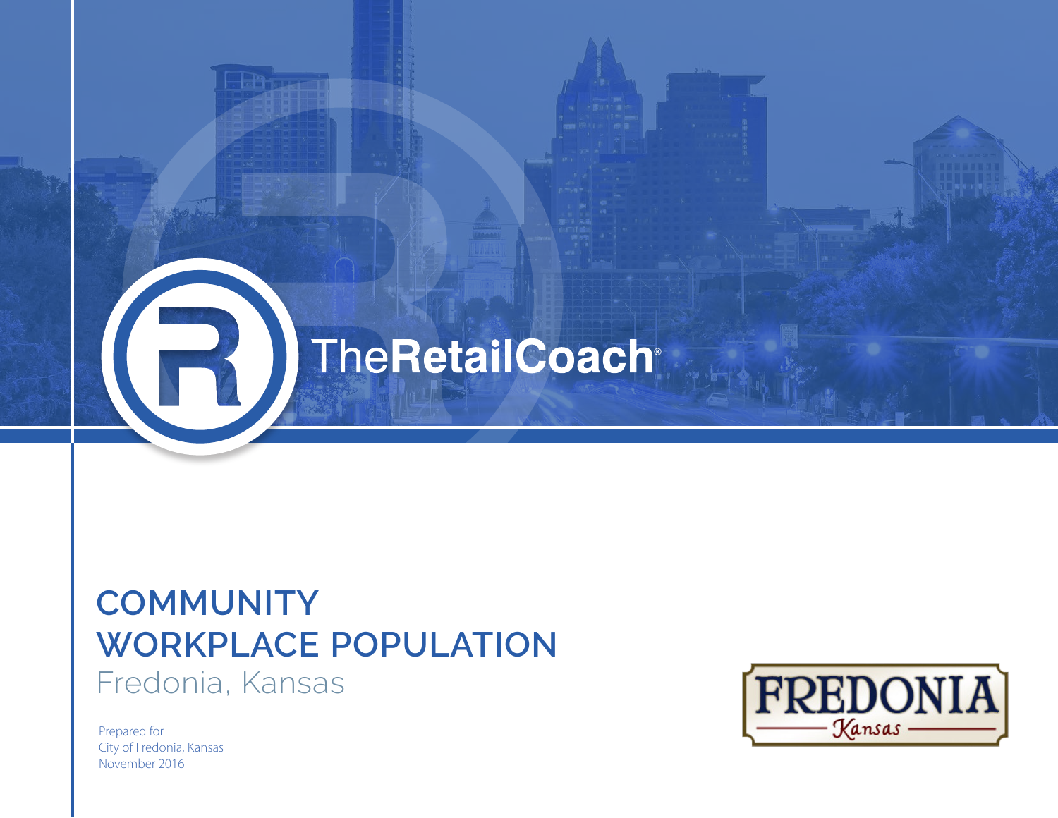TheRetailCoach®

# COMMUNITY WORKPLACE POPULATION

## Fredonia, Kansas

Prepared for
City of Fredonia, Kansas
November 2016

FREDONIA
Kansas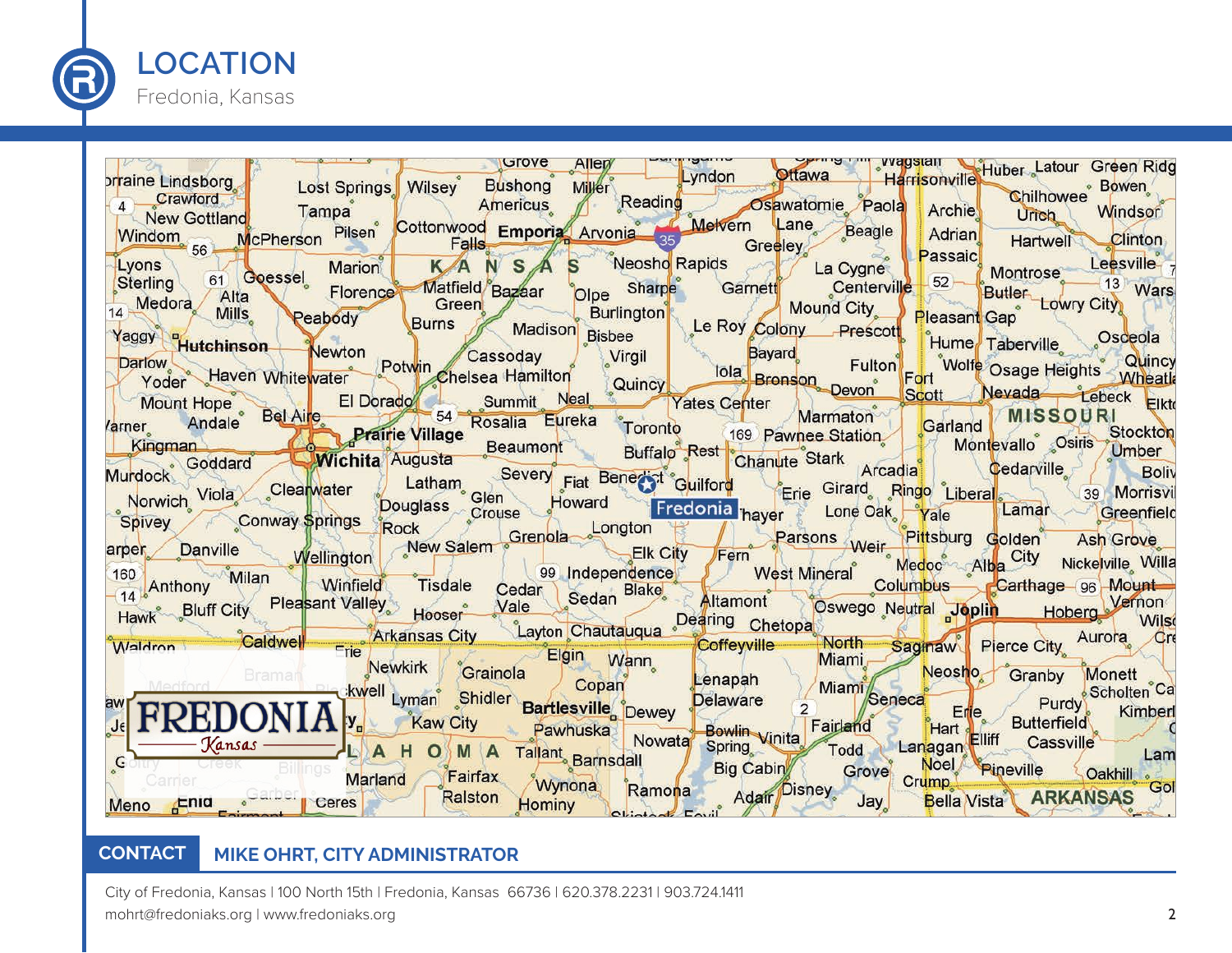# LOCATION

Fredonia, Kansas

## CONTACT MIKE OHRT, CITY ADMINISTRATOR

City of Fredonia, Kansas | 100 North 15th | Fredonia, Kansas 66736 | 620.378.2231 | 903.724.1411
mohrt@fredoniaks.org | www.fredoniaks.org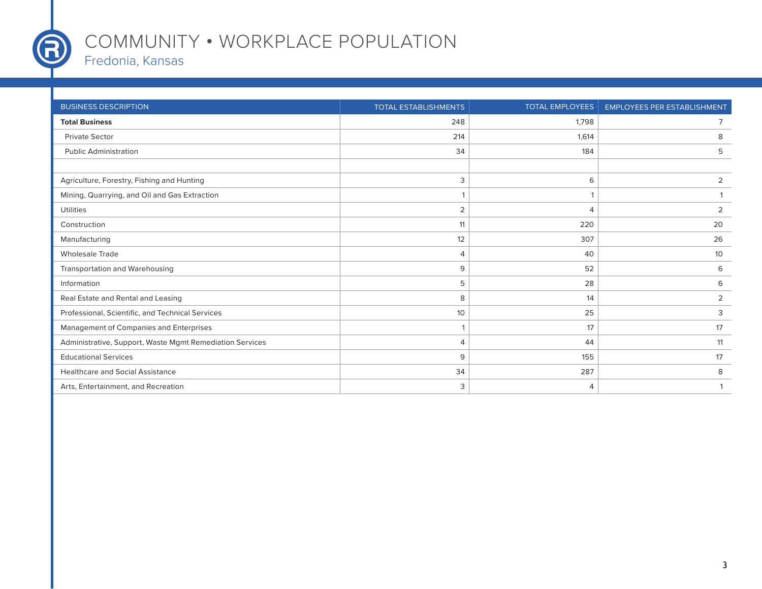# COMMUNITY • WORKPLACE POPULATION

## Fredonia, Kansas

| BUSINESS DESCRIPTION | TOTAL ESTABLISHMENTS | TOTAL EMPLOYEES | EMPLOYEES PER ESTABLISHMENT |
|---|---|---|---|
| **Total Business** | 248 | 1,798 | 7 |
| Private Sector | 214 | 1,614 | 8 |
| Public Administration | 34 | 184 | 5 |
| | | | |
| Agriculture, Forestry, Fishing and Hunting | 3 | 6 | 2 |
| Mining, Quarrying, and Oil and Gas Extraction | 1 | 1 | 1 |
| Utilities | 2 | 4 | 2 |
| Construction | 11 | 220 | 20 |
| Manufacturing | 12 | 307 | 26 |
| Wholesale Trade | 4 | 40 | 10 |
| Transportation and Warehousing | 9 | 52 | 6 |
| Information | 5 | 28 | 6 |
| Real Estate and Rental and Leasing | 8 | 14 | 2 |
| Professional, Scientific, and Technical Services | 10 | 25 | 3 |
| Management of Companies and Enterprises | 1 | 17 | 17 |
| Administrative, Support, Waste Mgmt Remediation Services | 4 | 44 | 11 |
| Educational Services | 9 | 155 | 17 |
| Healthcare and Social Assistance | 34 | 287 | 8 |
| Arts, Entertainment, and Recreation | 3 | 4 | 1 |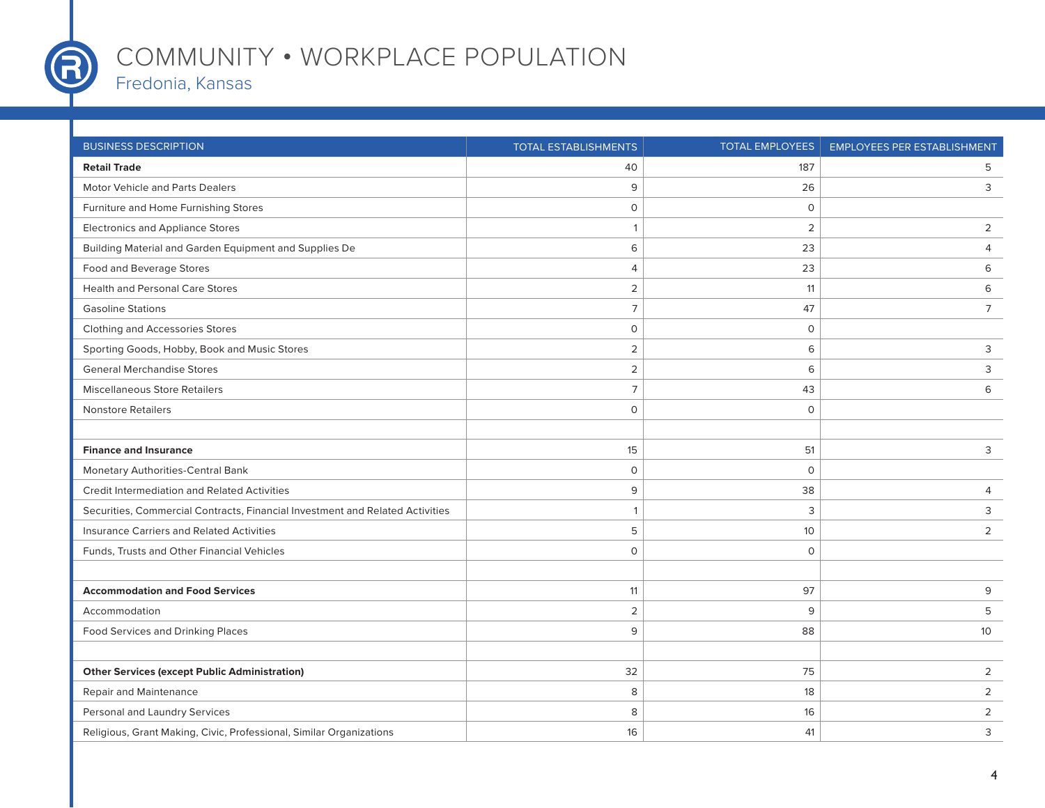# COMMUNITY • WORKPLACE POPULATION

## Fredonia, Kansas

| BUSINESS DESCRIPTION | TOTAL ESTABLISHMENTS | TOTAL EMPLOYEES | EMPLOYEES PER ESTABLISHMENT |
|---|---|---|---|
| **Retail Trade** | 40 | 187 | 5 |
| Motor Vehicle and Parts Dealers | 9 | 26 | 3 |
| Furniture and Home Furnishing Stores | 0 | 0 | |
| Electronics and Appliance Stores | 1 | 2 | 2 |
| Building Material and Garden Equipment and Supplies De | 6 | 23 | 4 |
| Food and Beverage Stores | 4 | 23 | 6 |
| Health and Personal Care Stores | 2 | 11 | 6 |
| Gasoline Stations | 7 | 47 | 7 |
| Clothing and Accessories Stores | 0 | 0 | |
| Sporting Goods, Hobby, Book and Music Stores | 2 | 6 | 3 |
| General Merchandise Stores | 2 | 6 | 3 |
| Miscellaneous Store Retailers | 7 | 43 | 6 |
| Nonstore Retailers | 0 | 0 | |
| | | | |
| **Finance and Insurance** | 15 | 51 | 3 |
| Monetary Authorities-Central Bank | 0 | 0 | |
| Credit Intermediation and Related Activities | 9 | 38 | 4 |
| Securities, Commercial Contracts, Financial Investment and Related Activities | 1 | 3 | 3 |
| Insurance Carriers and Related Activities | 5 | 10 | 2 |
| Funds, Trusts and Other Financial Vehicles | 0 | 0 | |
| | | | |
| **Accommodation and Food Services** | 11 | 97 | 9 |
| Accommodation | 2 | 9 | 5 |
| Food Services and Drinking Places | 9 | 88 | 10 |
| | | | |
| **Other Services (except Public Administration)** | 32 | 75 | 2 |
| Repair and Maintenance | 8 | 18 | 2 |
| Personal and Laundry Services | 8 | 16 | 2 |
| Religious, Grant Making, Civic, Professional, Similar Organizations | 16 | 41 | 3 |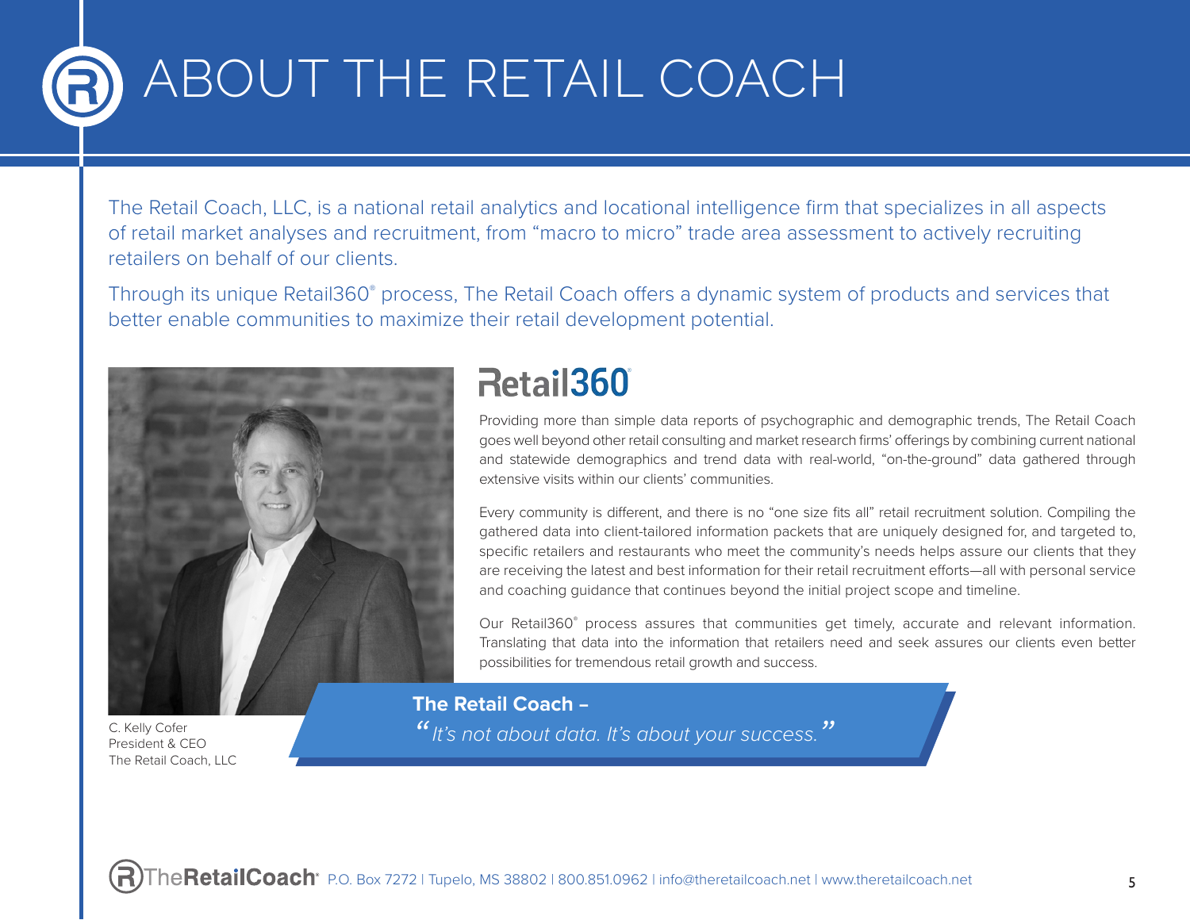# ABOUT THE RETAIL COACH

The Retail Coach, LLC, is a national retail analytics and locational intelligence firm that specializes in all aspects of retail market analyses and recruitment, from "macro to micro" trade area assessment to actively recruiting retailers on behalf of our clients.

Through its unique Retail360® process, The Retail Coach offers a dynamic system of products and services that better enable communities to maximize their retail development potential.

C. Kelly Cofer
President & CEO
The Retail Coach, LLC

## Retail360®

Providing more than simple data reports of psychographic and demographic trends, The Retail Coach goes well beyond other retail consulting and market research firms' offerings by combining current national and statewide demographics and trend data with real-world, "on-the-ground" data gathered through extensive visits within our clients' communities.

Every community is different, and there is no "one size fits all" retail recruitment solution. Compiling the gathered data into client-tailored information packets that are uniquely designed for, and targeted to, specific retailers and restaurants who meet the community's needs helps assure our clients that they are receiving the latest and best information for their retail recruitment efforts—all with personal service and coaching guidance that continues beyond the initial project scope and timeline.

Our Retail360® process assures that communities get timely, accurate and relevant information. Translating that data into the information that retailers need and seek assures our clients even better possibilities for tremendous retail growth and success.

**The Retail Coach –**
*"It's not about data. It's about your success."*

TheRetailCoach® P.O. Box 7272 | Tupelo, MS 38802 | 800.851.0962 | info@theretailcoach.net | www.theretailcoach.net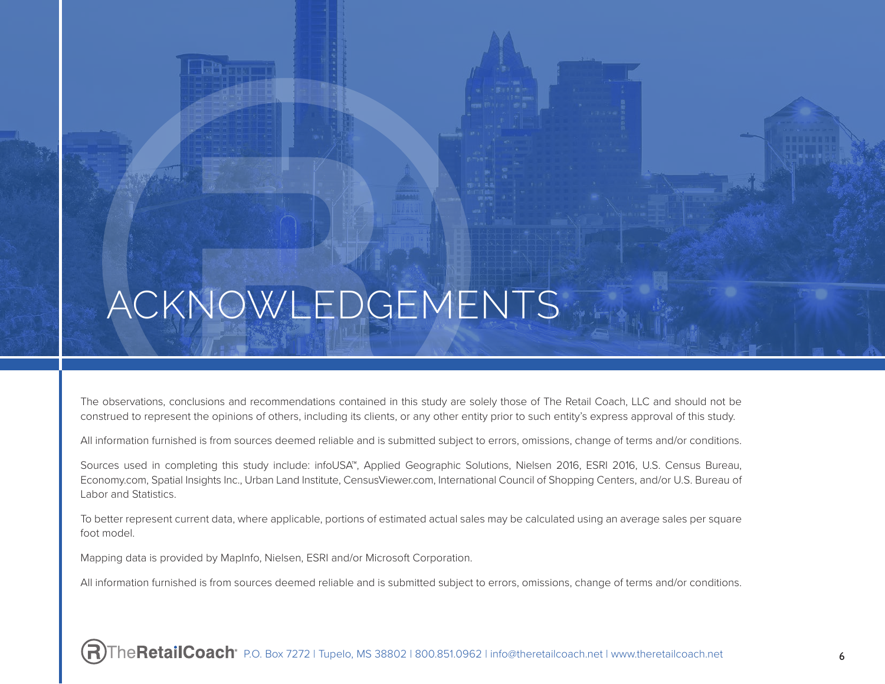# ACKNOWLEDGEMENTS

The observations, conclusions and recommendations contained in this study are solely those of The Retail Coach, LLC and should not be construed to represent the opinions of others, including its clients, or any other entity prior to such entity's express approval of this study.

All information furnished is from sources deemed reliable and is submitted subject to errors, omissions, change of terms and/or conditions.

Sources used in completing this study include: infoUSA™, Applied Geographic Solutions, Nielsen 2016, ESRI 2016, U.S. Census Bureau, Economy.com, Spatial Insights Inc., Urban Land Institute, CensusViewer.com, International Council of Shopping Centers, and/or U.S. Bureau of Labor and Statistics.

To better represent current data, where applicable, portions of estimated actual sales may be calculated using an average sales per square foot model.

Mapping data is provided by MapInfo, Nielsen, ESRI and/or Microsoft Corporation.

All information furnished is from sources deemed reliable and is submitted subject to errors, omissions, change of terms and/or conditions.

TheRetailCoach® P.O. Box 7272 | Tupelo, MS 38802 | 800.851.0962 | info@theretailcoach.net | www.theretailcoach.net